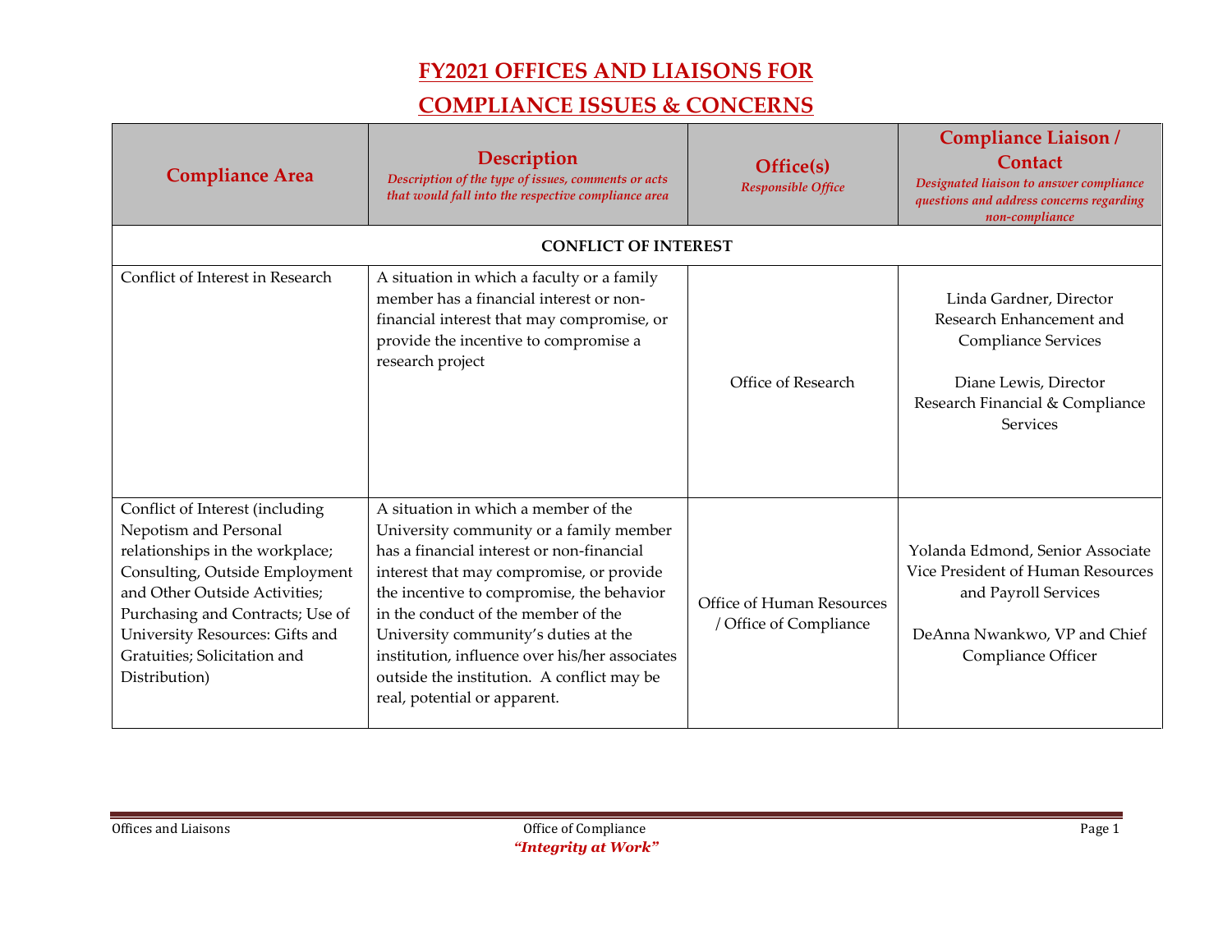# FY2021 OFFICES AND LIAISONS FOR COMPLIANCE ISSUES & CONCERNS

| Compliance Area | Description *Description of the type of issues, comments or acts that would fall into the respective compliance area* | Office(s) *Responsible Office* | Compliance Liaison / Contact *Designated liaison to answer compliance questions and address concerns regarding non-compliance* |
|---|---|---|---|
| **CONFLICT OF INTEREST** | | | |
| Conflict of Interest in Research | A situation in which a faculty or a family member has a financial interest or non-financial interest that may compromise, or provide the incentive to compromise a research project | Office of Research | Linda Gardner, Director Research Enhancement and Compliance Services<br><br>Diane Lewis, Director Research Financial & Compliance Services |
| Conflict of Interest (including Nepotism and Personal relationships in the workplace; Consulting, Outside Employment and Other Outside Activities; Purchasing and Contracts; Use of University Resources: Gifts and Gratuities; Solicitation and Distribution) | A situation in which a member of the University community or a family member has a financial interest or non-financial interest that may compromise, or provide the incentive to compromise, the behavior in the conduct of the member of the University community's duties at the institution, influence over his/her associates outside the institution. A conflict may be real, potential or apparent. | Office of Human Resources / Office of Compliance | Yolanda Edmond, Senior Associate Vice President of Human Resources and Payroll Services<br><br>DeAnna Nwankwo, VP and Chief Compliance Officer |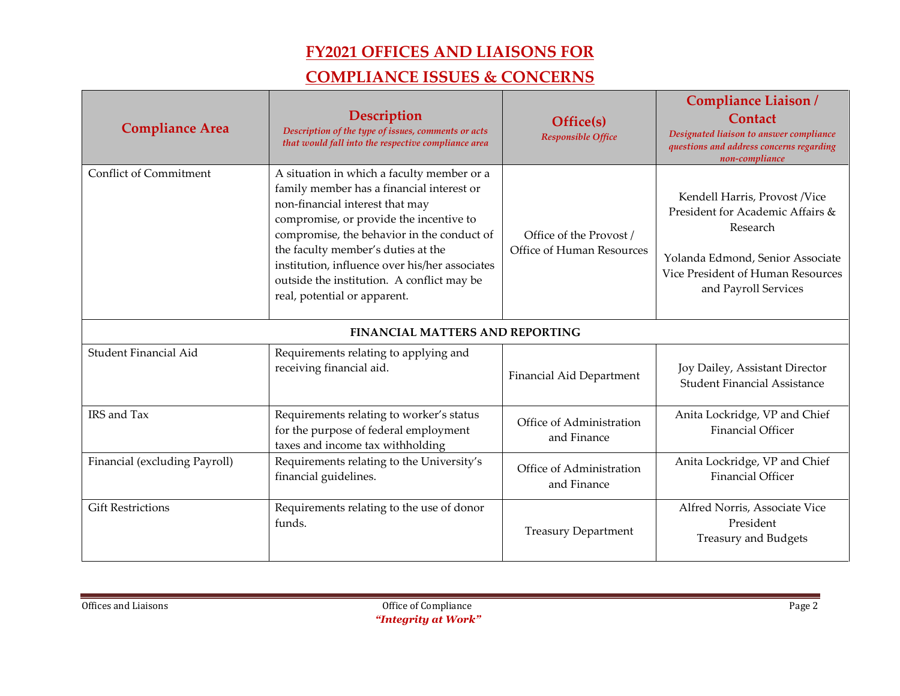# FY2021 OFFICES AND LIAISONS FOR COMPLIANCE ISSUES & CONCERNS

| Compliance Area | Description *Description of the type of issues, comments or acts that would fall into the respective compliance area* | Office(s) *Responsible Office* | Compliance Liaison / Contact *Designated liaison to answer compliance questions and address concerns regarding non-compliance* |
|---|---|---|---|
| Conflict of Commitment | A situation in which a faculty member or a family member has a financial interest or non-financial interest that may compromise, or provide the incentive to compromise, the behavior in the conduct of the faculty member's duties at the institution, influence over his/her associates outside the institution. A conflict may be real, potential or apparent. | Office of the Provost / Office of Human Resources | Kendell Harris, Provost /Vice President for Academic Affairs & Research<br><br>Yolanda Edmond, Senior Associate Vice President of Human Resources and Payroll Services |
| **FINANCIAL MATTERS AND REPORTING** | | | |
| Student Financial Aid | Requirements relating to applying and receiving financial aid. | Financial Aid Department | Joy Dailey, Assistant Director Student Financial Assistance |
| IRS and Tax | Requirements relating to worker's status for the purpose of federal employment taxes and income tax withholding | Office of Administration and Finance | Anita Lockridge, VP and Chief Financial Officer |
| Financial (excluding Payroll) | Requirements relating to the University's financial guidelines. | Office of Administration and Finance | Anita Lockridge, VP and Chief Financial Officer |
| Gift Restrictions | Requirements relating to the use of donor funds. | Treasury Department | Alfred Norris, Associate Vice President Treasury and Budgets |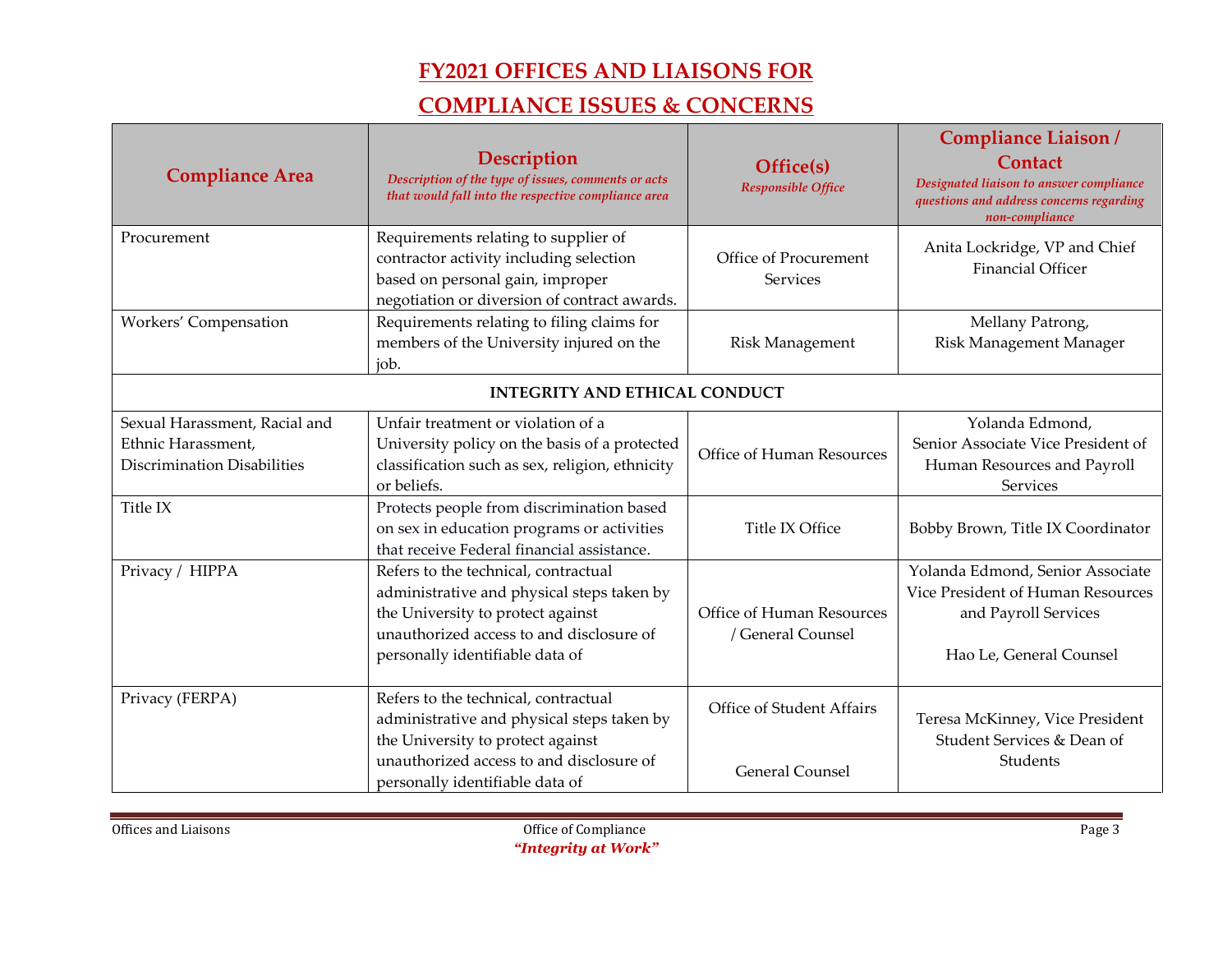# FY2021 OFFICES AND LIAISONS FOR COMPLIANCE ISSUES & CONCERNS

| Compliance Area | Description *Description of the type of issues, comments or acts that would fall into the respective compliance area* | Office(s) *Responsible Office* | Compliance Liaison / Contact *Designated liaison to answer compliance questions and address concerns regarding non-compliance* |
|---|---|---|---|
| Procurement | Requirements relating to supplier of contractor activity including selection based on personal gain, improper negotiation or diversion of contract awards. | Office of Procurement Services | Anita Lockridge, VP and Chief Financial Officer |
| Workers' Compensation | Requirements relating to filing claims for members of the University injured on the job. | Risk Management | Mellany Patrong, Risk Management Manager |
| **INTEGRITY AND ETHICAL CONDUCT** | | | |
| Sexual Harassment, Racial and Ethnic Harassment, Discrimination Disabilities | Unfair treatment or violation of a University policy on the basis of a protected classification such as sex, religion, ethnicity or beliefs. | Office of Human Resources | Yolanda Edmond, Senior Associate Vice President of Human Resources and Payroll Services |
| Title IX | Protects people from discrimination based on sex in education programs or activities that receive Federal financial assistance. | Title IX Office | Bobby Brown, Title IX Coordinator |
| Privacy / HIPPA | Refers to the technical, contractual administrative and physical steps taken by the University to protect against unauthorized access to and disclosure of personally identifiable data of | Office of Human Resources / General Counsel | Yolanda Edmond, Senior Associate Vice President of Human Resources and Payroll Services<br><br>Hao Le, General Counsel |
| Privacy (FERPA) | Refers to the technical, contractual administrative and physical steps taken by the University to protect against unauthorized access to and disclosure of personally identifiable data of | Office of Student Affairs<br><br>General Counsel | Teresa McKinney, Vice President Student Services & Dean of Students |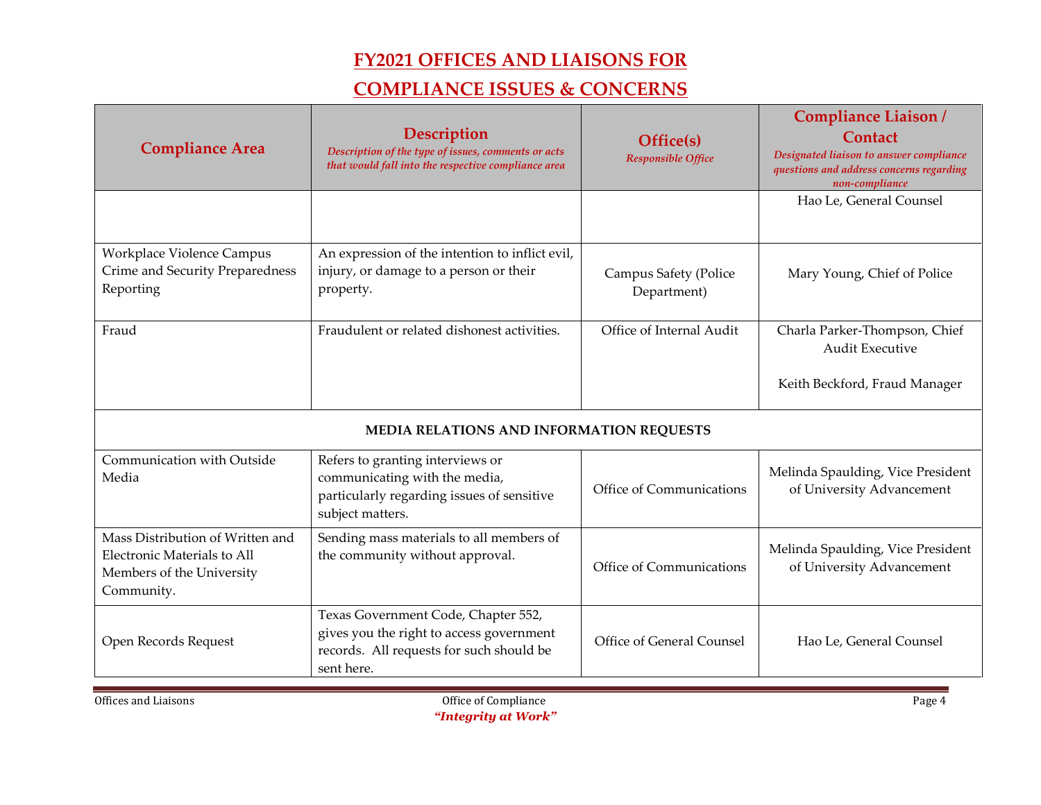# FY2021 OFFICES AND LIAISONS FOR COMPLIANCE ISSUES & CONCERNS

| Compliance Area | Description *Description of the type of issues, comments or acts that would fall into the respective compliance area* | Office(s) *Responsible Office* | Compliance Liaison / Contact *Designated liaison to answer compliance questions and address concerns regarding non-compliance* |
|---|---|---|---|
| | | | Hao Le, General Counsel |
| Workplace Violence Campus Crime and Security Preparedness Reporting | An expression of the intention to inflict evil, injury, or damage to a person or their property. | Campus Safety (Police Department) | Mary Young, Chief of Police |
| Fraud | Fraudulent or related dishonest activities. | Office of Internal Audit | Charla Parker-Thompson, Chief Audit Executive<br><br>Keith Beckford, Fraud Manager |
| **MEDIA RELATIONS AND INFORMATION REQUESTS** | | | |
| Communication with Outside Media | Refers to granting interviews or communicating with the media, particularly regarding issues of sensitive subject matters. | Office of Communications | Melinda Spaulding, Vice President of University Advancement |
| Mass Distribution of Written and Electronic Materials to All Members of the University Community. | Sending mass materials to all members of the community without approval. | Office of Communications | Melinda Spaulding, Vice President of University Advancement |
| Open Records Request | Texas Government Code, Chapter 552, gives you the right to access government records. All requests for such should be sent here. | Office of General Counsel | Hao Le, General Counsel |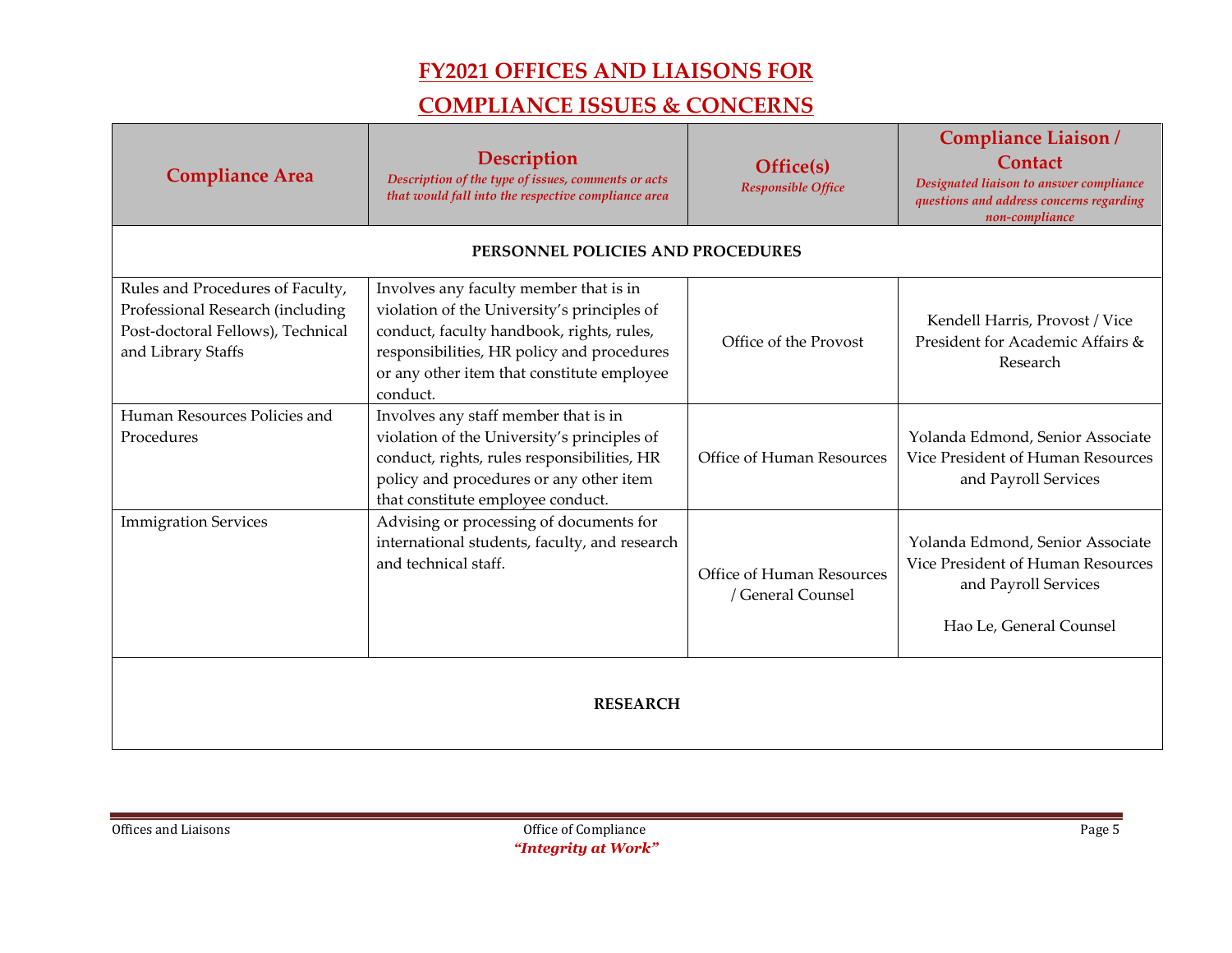# FY2021 OFFICES AND LIAISONS FOR COMPLIANCE ISSUES & CONCERNS

| Compliance Area | Description *Description of the type of issues, comments or acts that would fall into the respective compliance area* | Office(s) *Responsible Office* | Compliance Liaison / Contact *Designated liaison to answer compliance questions and address concerns regarding non-compliance* |
|---|---|---|---|
| **PERSONNEL POLICIES AND PROCEDURES** | | | |
| Rules and Procedures of Faculty, Professional Research (including Post-doctoral Fellows), Technical and Library Staffs | Involves any faculty member that is in violation of the University's principles of conduct, faculty handbook, rights, rules, responsibilities, HR policy and procedures or any other item that constitute employee conduct. | Office of the Provost | Kendell Harris, Provost / Vice President for Academic Affairs & Research |
| Human Resources Policies and Procedures | Involves any staff member that is in violation of the University's principles of conduct, rights, rules responsibilities, HR policy and procedures or any other item that constitute employee conduct. | Office of Human Resources | Yolanda Edmond, Senior Associate Vice President of Human Resources and Payroll Services |
| Immigration Services | Advising or processing of documents for international students, faculty, and research and technical staff. | Office of Human Resources / General Counsel | Yolanda Edmond, Senior Associate Vice President of Human Resources and Payroll Services<br><br>Hao Le, General Counsel |
| **RESEARCH** | | | |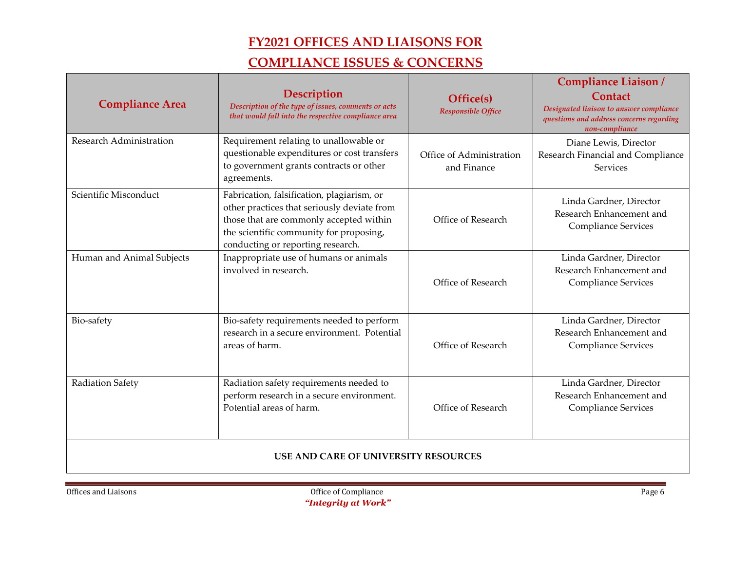# FY2021 OFFICES AND LIAISONS FOR COMPLIANCE ISSUES & CONCERNS

| Compliance Area | Description<br>*Description of the type of issues, comments or acts that would fall into the respective compliance area* | Office(s)<br>*Responsible Office* | Compliance Liaison / Contact<br>*Designated liaison to answer compliance questions and address concerns regarding non-compliance* |
|---|---|---|---|
| Research Administration | Requirement relating to unallowable or questionable expenditures or cost transfers to government grants contracts or other agreements. | Office of Administration and Finance | Diane Lewis, Director<br>Research Financial and Compliance Services |
| Scientific Misconduct | Fabrication, falsification, plagiarism, or other practices that seriously deviate from those that are commonly accepted within the scientific community for proposing, conducting or reporting research. | Office of Research | Linda Gardner, Director<br>Research Enhancement and Compliance Services |
| Human and Animal Subjects | Inappropriate use of humans or animals involved in research. | Office of Research | Linda Gardner, Director<br>Research Enhancement and Compliance Services |
| Bio-safety | Bio-safety requirements needed to perform research in a secure environment. Potential areas of harm. | Office of Research | Linda Gardner, Director<br>Research Enhancement and Compliance Services |
| Radiation Safety | Radiation safety requirements needed to perform research in a secure environment. Potential areas of harm. | Office of Research | Linda Gardner, Director<br>Research Enhancement and Compliance Services |
| **USE AND CARE OF UNIVERSITY RESOURCES** | | | |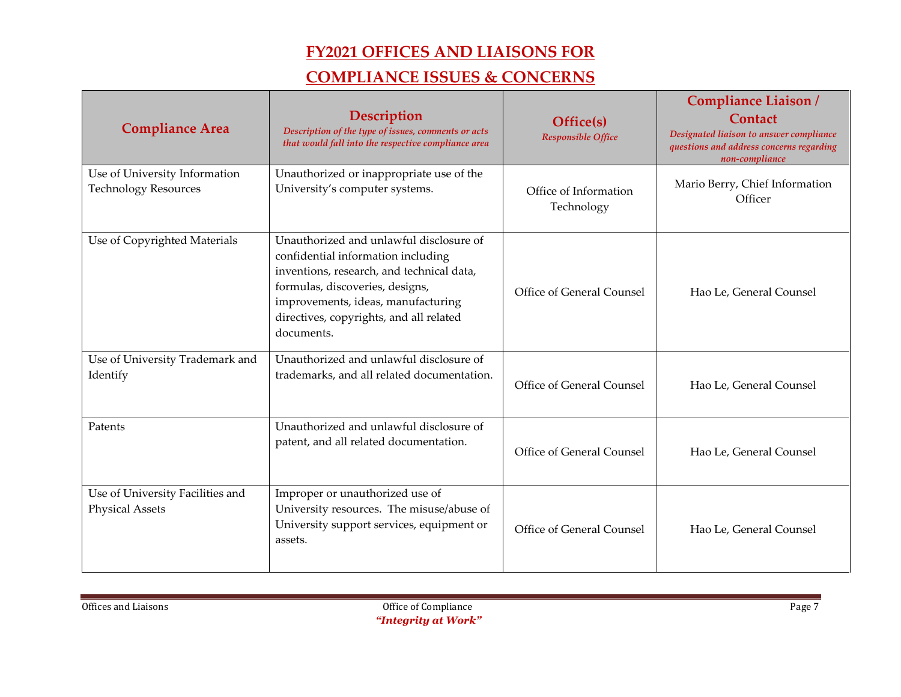# FY2021 OFFICES AND LIAISONS FOR COMPLIANCE ISSUES & CONCERNS

| Compliance Area | Description<br>*Description of the type of issues, comments or acts that would fall into the respective compliance area* | Office(s)<br>*Responsible Office* | Compliance Liaison / Contact<br>*Designated liaison to answer compliance questions and address concerns regarding non-compliance* |
|---|---|---|---|
| Use of University Information Technology Resources | Unauthorized or inappropriate use of the University's computer systems. | Office of Information Technology | Mario Berry, Chief Information Officer |
| Use of Copyrighted Materials | Unauthorized and unlawful disclosure of confidential information including inventions, research, and technical data, formulas, discoveries, designs, improvements, ideas, manufacturing directives, copyrights, and all related documents. | Office of General Counsel | Hao Le, General Counsel |
| Use of University Trademark and Identify | Unauthorized and unlawful disclosure of trademarks, and all related documentation. | Office of General Counsel | Hao Le, General Counsel |
| Patents | Unauthorized and unlawful disclosure of patent, and all related documentation. | Office of General Counsel | Hao Le, General Counsel |
| Use of University Facilities and Physical Assets | Improper or unauthorized use of University resources. The misuse/abuse of University support services, equipment or assets. | Office of General Counsel | Hao Le, General Counsel |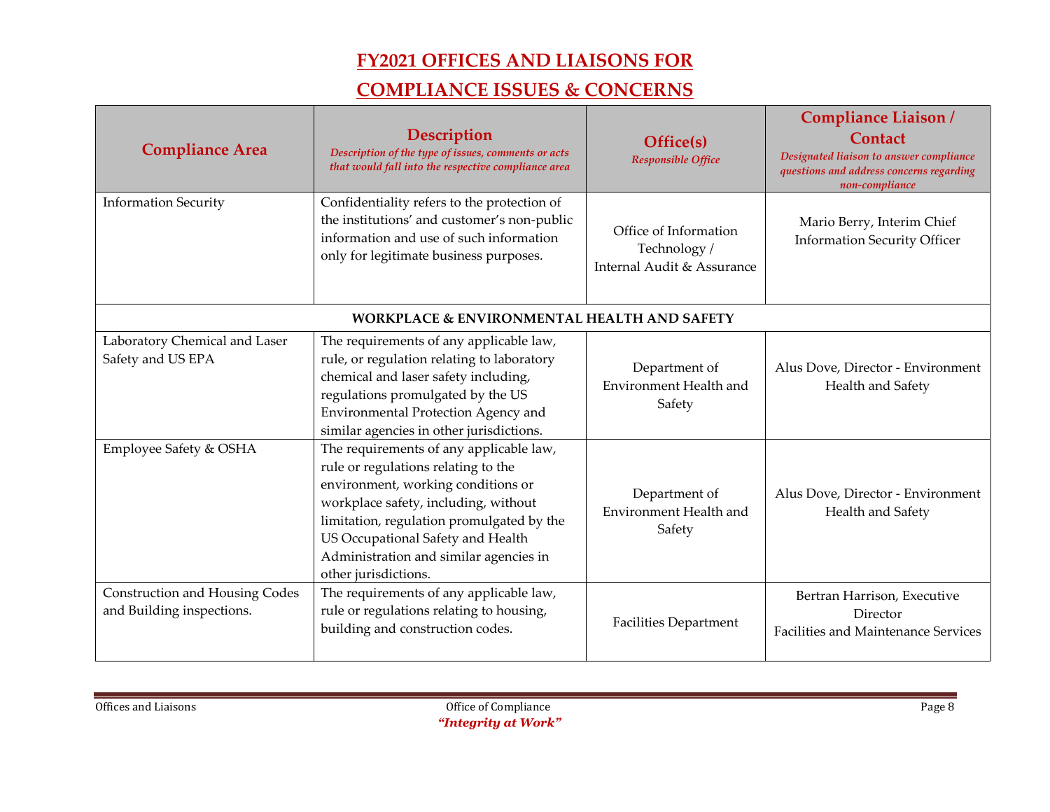# FY2021 OFFICES AND LIAISONS FOR COMPLIANCE ISSUES & CONCERNS

| Compliance Area | Description<br>*Description of the type of issues, comments or acts that would fall into the respective compliance area* | Office(s)<br>*Responsible Office* | Compliance Liaison / Contact<br>*Designated liaison to answer compliance questions and address concerns regarding non-compliance* |
|---|---|---|---|
| Information Security | Confidentiality refers to the protection of the institutions' and customer's non-public information and use of such information only for legitimate business purposes. | Office of Information Technology / Internal Audit & Assurance | Mario Berry, Interim Chief Information Security Officer |
| **WORKPLACE & ENVIRONMENTAL HEALTH AND SAFETY** | | | |
| Laboratory Chemical and Laser Safety and US EPA | The requirements of any applicable law, rule, or regulation relating to laboratory chemical and laser safety including, regulations promulgated by the US Environmental Protection Agency and similar agencies in other jurisdictions. | Department of Environment Health and Safety | Alus Dove, Director - Environment Health and Safety |
| Employee Safety & OSHA | The requirements of any applicable law, rule or regulations relating to the environment, working conditions or workplace safety, including, without limitation, regulation promulgated by the US Occupational Safety and Health Administration and similar agencies in other jurisdictions. | Department of Environment Health and Safety | Alus Dove, Director - Environment Health and Safety |
| Construction and Housing Codes and Building inspections. | The requirements of any applicable law, rule or regulations relating to housing, building and construction codes. | Facilities Department | Bertran Harrison, Executive Director Facilities and Maintenance Services |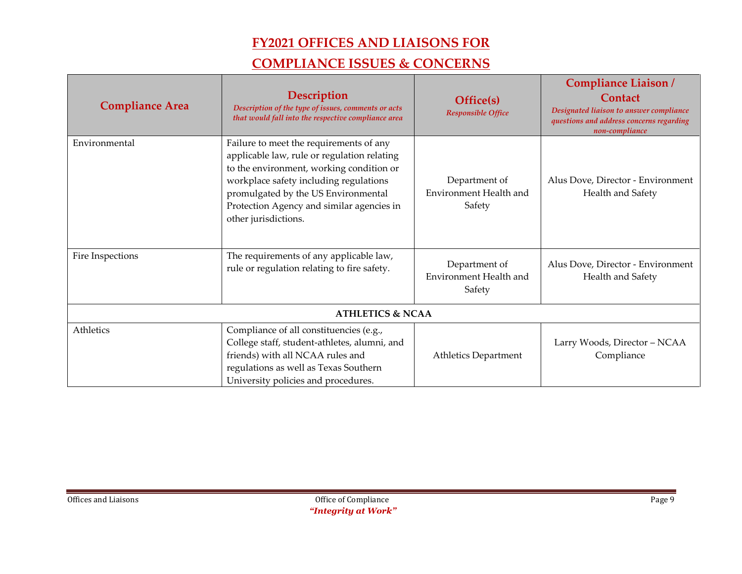# FY2021 OFFICES AND LIAISONS FOR COMPLIANCE ISSUES & CONCERNS

| Compliance Area | Description *Description of the type of issues, comments or acts that would fall into the respective compliance area* | Office(s) *Responsible Office* | Compliance Liaison / Contact *Designated liaison to answer compliance questions and address concerns regarding non-compliance* |
|---|---|---|---|
| Environmental | Failure to meet the requirements of any applicable law, rule or regulation relating to the environment, working condition or workplace safety including regulations promulgated by the US Environmental Protection Agency and similar agencies in other jurisdictions. | Department of Environment Health and Safety | Alus Dove, Director - Environment Health and Safety |
| Fire Inspections | The requirements of any applicable law, rule or regulation relating to fire safety. | Department of Environment Health and Safety | Alus Dove, Director - Environment Health and Safety |
| **ATHLETICS & NCAA** | | | |
| Athletics | Compliance of all constituencies (e.g., College staff, student-athletes, alumni, and friends) with all NCAA rules and regulations as well as Texas Southern University policies and procedures. | Athletics Department | Larry Woods, Director – NCAA Compliance |